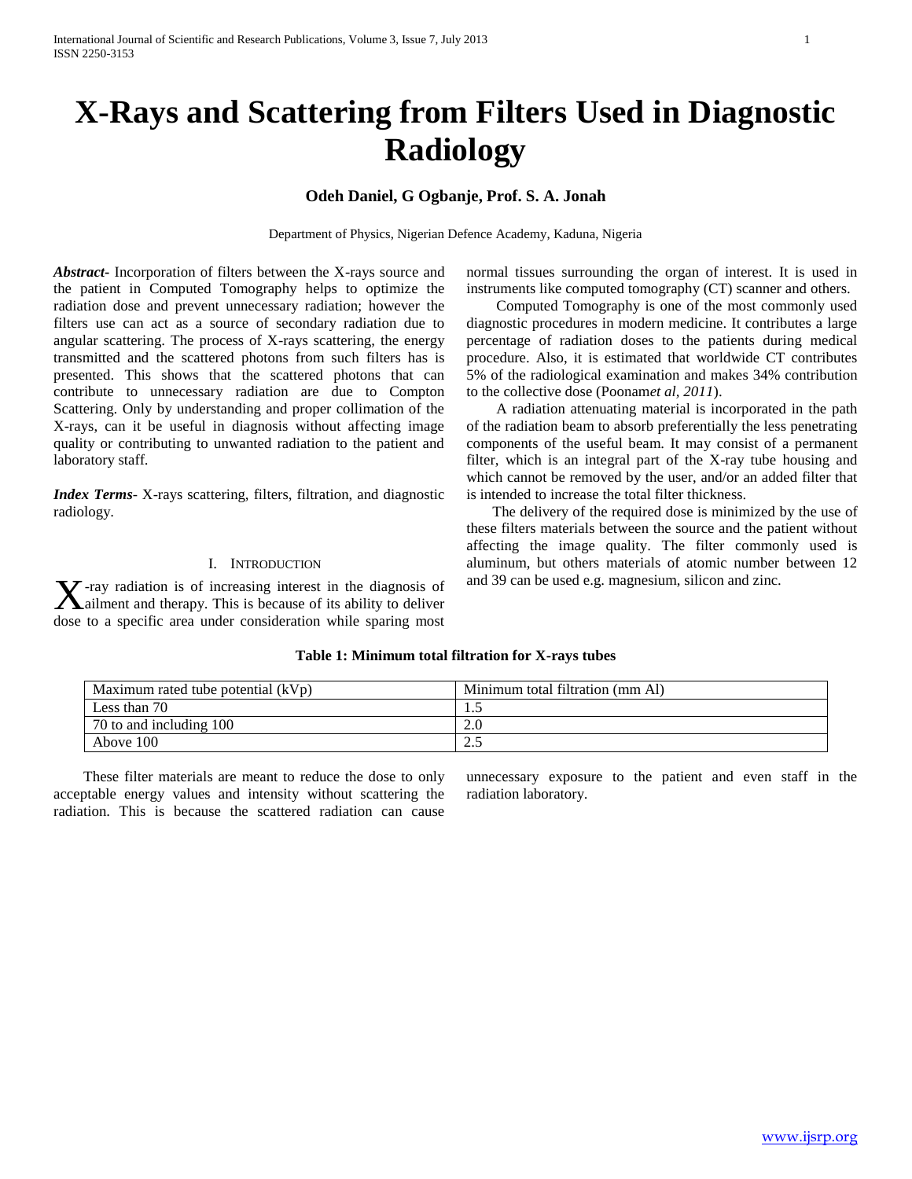# X-Rays and Scattering from Filters Used in Diagnostic Radiology

**Odeh Daniel, G Ogbanje, Prof. S. A. Jonah**

Department of Physics, Nigerian Defence Academy, Kaduna, Nigeria

***Abstract***- Incorporation of filters between the X-rays source and the patient in Computed Tomography helps to optimize the radiation dose and prevent unnecessary radiation; however the filters use can act as a source of secondary radiation due to angular scattering. The process of X-rays scattering, the energy transmitted and the scattered photons from such filters has is presented. This shows that the scattered photons that can contribute to unnecessary radiation are due to Compton Scattering. Only by understanding and proper collimation of the X-rays, can it be useful in diagnosis without affecting image quality or contributing to unwanted radiation to the patient and laboratory staff.

***Index Terms***- X-rays scattering, filters, filtration, and diagnostic radiology.

## I. Introduction

X-ray radiation is of increasing interest in the diagnosis of ailment and therapy. This is because of its ability to deliver dose to a specific area under consideration while sparing most normal tissues surrounding the organ of interest. It is used in instruments like computed tomography (CT) scanner and others.

Computed Tomography is one of the most commonly used diagnostic procedures in modern medicine. It contributes a large percentage of radiation doses to the patients during medical procedure. Also, it is estimated that worldwide CT contributes 5% of the radiological examination and makes 34% contribution to the collective dose (Poonam*et al, 2011*).

A radiation attenuating material is incorporated in the path of the radiation beam to absorb preferentially the less penetrating components of the useful beam. It may consist of a permanent filter, which is an integral part of the X-ray tube housing and which cannot be removed by the user, and/or an added filter that is intended to increase the total filter thickness.

The delivery of the required dose is minimized by the use of these filters materials between the source and the patient without affecting the image quality. The filter commonly used is aluminum, but others materials of atomic number between 12 and 39 can be used e.g. magnesium, silicon and zinc.

**Table 1: Minimum total filtration for X-rays tubes**

| Maximum rated tube potential (kVp) | Minimum total filtration (mm Al) |
|---|---|
| Less than 70 | 1.5 |
| 70 to and including 100 | 2.0 |
| Above 100 | 2.5 |

These filter materials are meant to reduce the dose to only acceptable energy values and intensity without scattering the radiation. This is because the scattered radiation can cause unnecessary exposure to the patient and even staff in the radiation laboratory.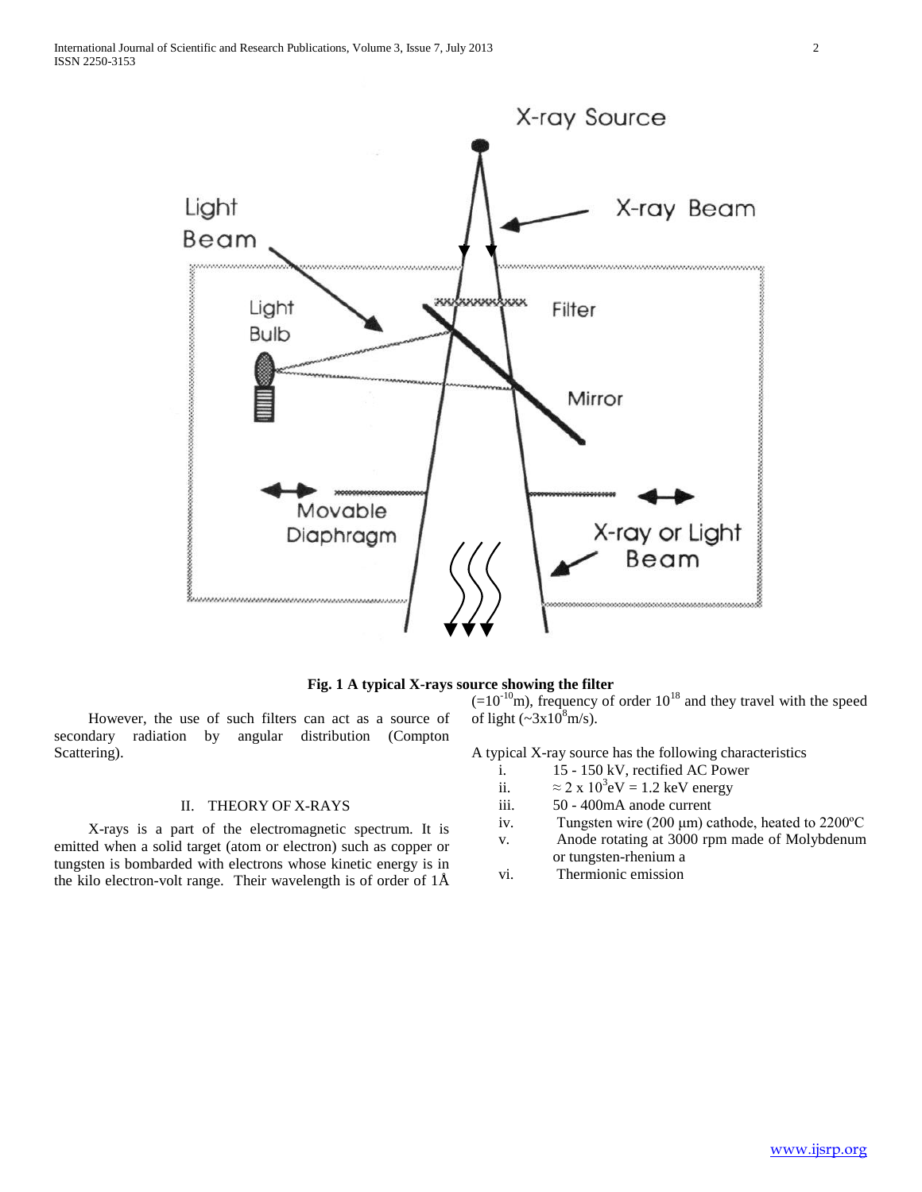Fig. 1 A typical X-rays source showing the filter

However, the use of such filters can act as a source of secondary radiation by angular distribution (Compton Scattering).

## II. THEORY OF X-RAYS

X-rays is a part of the electromagnetic spectrum. It is emitted when a solid target (atom or electron) such as copper or tungsten is bombarded with electrons whose kinetic energy is in the kilo electron-volt range. Their wavelength is of order of 1Å ($=10^{-10}$m), frequency of order $10^{18}$ and they travel with the speed of light ($\sim 3x10^{8}$m/s).

A typical X-ray source has the following characteristics

i. 15 - 150 kV, rectified AC Power
ii. $\approx 2 \times 10^{3}$eV = 1.2 keV energy
iii. 50 - 400mA anode current
iv. Tungsten wire (200 μm) cathode, heated to 2200ºC
v. Anode rotating at 3000 rpm made of Molybdenum or tungsten-rhenium a
vi. Thermionic emission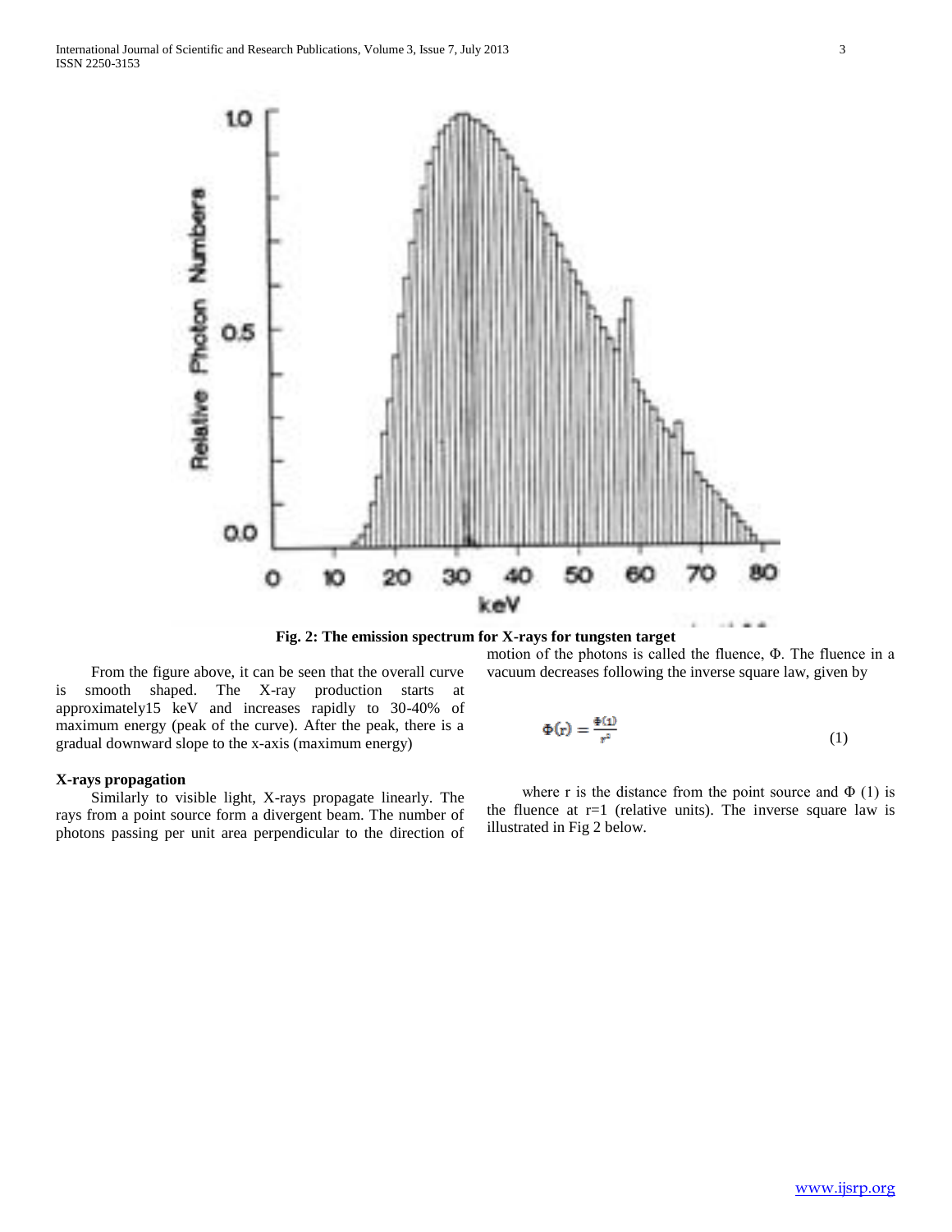Fig. 2: The emission spectrum for X-rays for tungsten target

From the figure above, it can be seen that the overall curve is smooth shaped. The X-ray production starts at approximately15 keV and increases rapidly to 30-40% of maximum energy (peak of the curve). After the peak, there is a gradual downward slope to the x-axis (maximum energy)

### X-rays propagation

Similarly to visible light, X-rays propagate linearly. The rays from a point source form a divergent beam. The number of photons passing per unit area perpendicular to the direction of motion of the photons is called the fluence, Φ. The fluence in a vacuum decreases following the inverse square law, given by

$$\Phi(r) = \frac{\Phi(1)}{r^2} \tag{1}$$

where r is the distance from the point source and Φ (1) is the fluence at r=1 (relative units). The inverse square law is illustrated in Fig 2 below.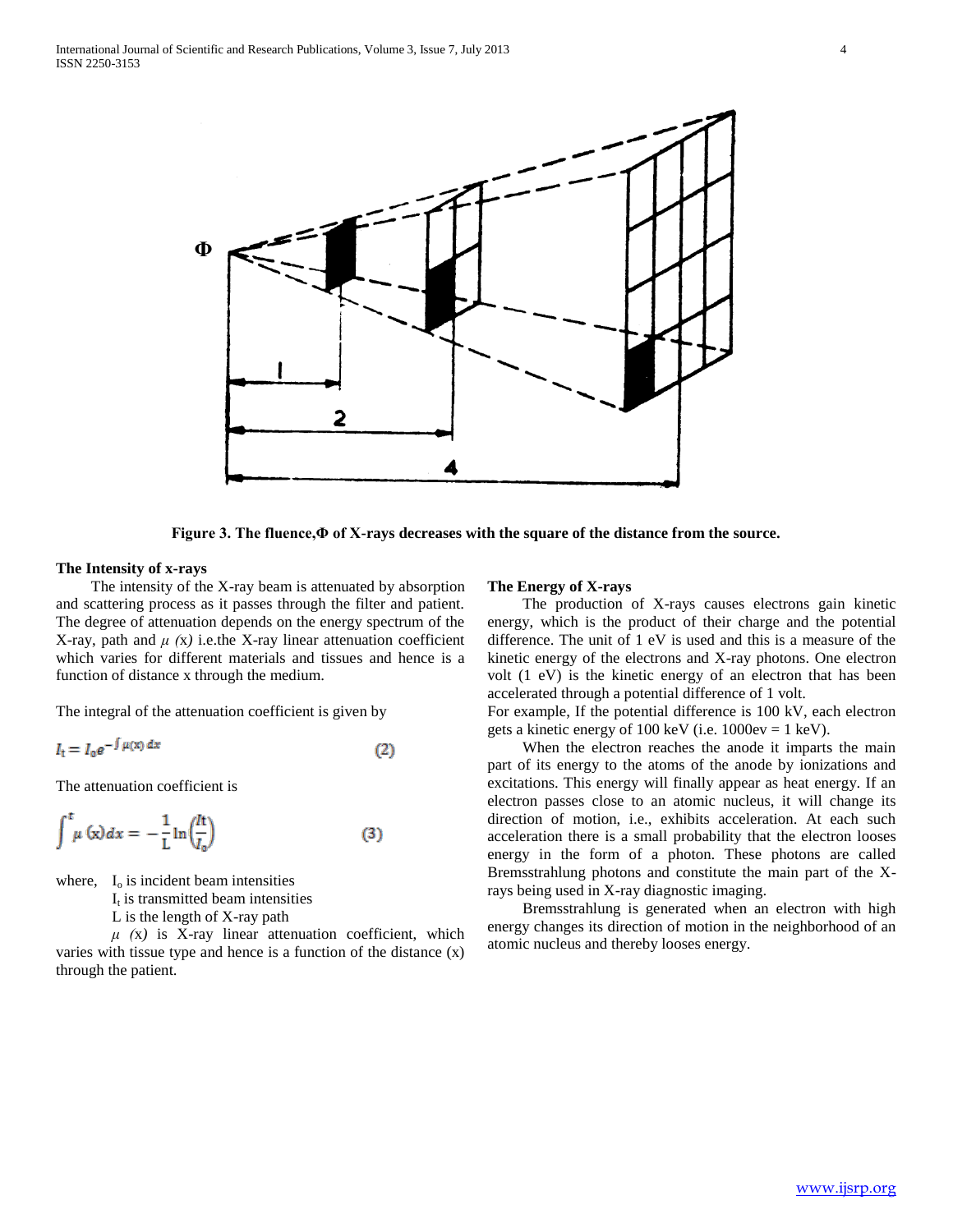Figure 3. The fluence,Φ of X-rays decreases with the square of the distance from the source.

### The Intensity of x-rays

The intensity of the X-ray beam is attenuated by absorption and scattering process as it passes through the filter and patient. The degree of attenuation depends on the energy spectrum of the X-ray, path and $\mu$ *(x)* i.e.the X-ray linear attenuation coefficient which varies for different materials and tissues and hence is a function of distance x through the medium.

The integral of the attenuation coefficient is given by

$$I_t = I_0 e^{-\int \mu(x)\, dx} \qquad (2)$$

The attenuation coefficient is

$$\int^{t} \mu\,(x) dx = -\frac{1}{L} \ln\left(\frac{It}{I_0}\right) \qquad (3)$$

where, $I_o$ is incident beam intensities
$I_t$ is transmitted beam intensities
L is the length of X-ray path
$\mu$ *(x)* is X-ray linear attenuation coefficient, which varies with tissue type and hence is a function of the distance (x) through the patient.

### The Energy of X-rays

The production of X-rays causes electrons gain kinetic energy, which is the product of their charge and the potential difference. The unit of 1 eV is used and this is a measure of the kinetic energy of the electrons and X-ray photons. One electron volt (1 eV) is the kinetic energy of an electron that has been accelerated through a potential difference of 1 volt.
For example, If the potential difference is 100 kV, each electron gets a kinetic energy of 100 keV (i.e. 1000ev = 1 keV).

When the electron reaches the anode it imparts the main part of its energy to the atoms of the anode by ionizations and excitations. This energy will finally appear as heat energy. If an electron passes close to an atomic nucleus, it will change its direction of motion, i.e., exhibits acceleration. At each such acceleration there is a small probability that the electron looses energy in the form of a photon. These photons are called Bremsstrahlung photons and constitute the main part of the X-rays being used in X-ray diagnostic imaging.

Bremsstrahlung is generated when an electron with high energy changes its direction of motion in the neighborhood of an atomic nucleus and thereby looses energy.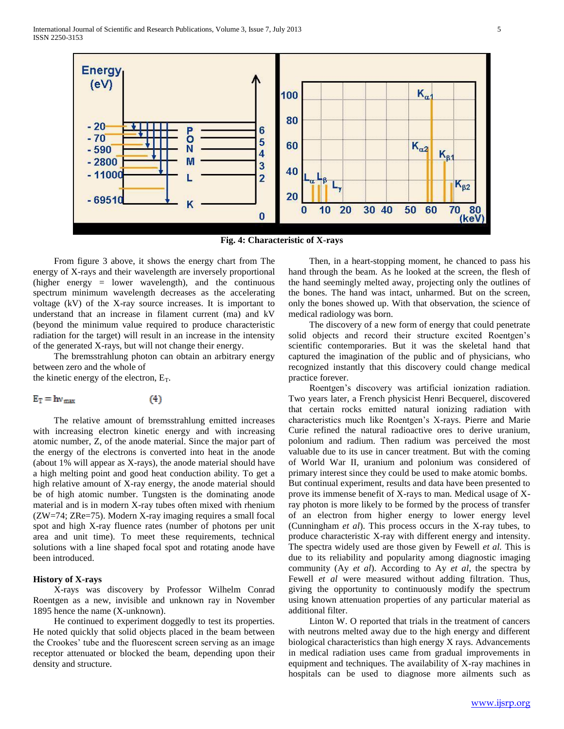**Fig. 4: Characteristic of X-rays**

From figure 3 above, it shows the energy chart from The energy of X-rays and their wavelength are inversely proportional (higher energy = lower wavelength), and the continuous spectrum minimum wavelength decreases as the accelerating voltage (kV) of the X-ray source increases. It is important to understand that an increase in filament current (ma) and kV (beyond the minimum value required to produce characteristic radiation for the target) will result in an increase in the intensity of the generated X-rays, but will not change their energy.

The bremsstrahlung photon can obtain an arbitrary energy between zero and the whole of the kinetic energy of the electron, $E_T$.

$$E_T = h\nu_{max} \qquad (4)$$

The relative amount of bremsstrahlung emitted increases with increasing electron kinetic energy and with increasing atomic number, Z, of the anode material. Since the major part of the energy of the electrons is converted into heat in the anode (about 1% will appear as X-rays), the anode material should have a high melting point and good heat conduction ability. To get a high relative amount of X-ray energy, the anode material should be of high atomic number. Tungsten is the dominating anode material and is in modern X-ray tubes often mixed with rhenium ($Z_W$=74; $Z_{Re}$=75). Modern X-ray imaging requires a small focal spot and high X-ray fluence rates (number of photons per unit area and unit time). To meet these requirements, technical solutions with a line shaped focal spot and rotating anode have been introduced.

**History of X-rays**

X-rays was discovery by Professor Wilhelm Conrad Roentgen as a new, invisible and unknown ray in November 1895 hence the name (X-unknown).

He continued to experiment doggedly to test its properties. He noted quickly that solid objects placed in the beam between the Crookes' tube and the fluorescent screen serving as an image receptor attenuated or blocked the beam, depending upon their density and structure.

Then, in a heart-stopping moment, he chanced to pass his hand through the beam. As he looked at the screen, the flesh of the hand seemingly melted away, projecting only the outlines of the bones. The hand was intact, unharmed. But on the screen, only the bones showed up. With that observation, the science of medical radiology was born.

The discovery of a new form of energy that could penetrate solid objects and record their structure excited Roentgen's scientific contemporaries. But it was the skeletal hand that captured the imagination of the public and of physicians, who recognized instantly that this discovery could change medical practice forever.

Roentgen's discovery was artificial ionization radiation. Two years later, a French physicist Henri Becquerel, discovered that certain rocks emitted natural ionizing radiation with characteristics much like Roentgen's X-rays. Pierre and Marie Curie refined the natural radioactive ores to derive uranium, polonium and radium. Then radium was perceived the most valuable due to its use in cancer treatment. But with the coming of World War II, uranium and polonium was considered of primary interest since they could be used to make atomic bombs. But continual experiment, results and data have been presented to prove its immense benefit of X-rays to man. Medical usage of X-ray photon is more likely to be formed by the process of transfer of an electron from higher energy to lower energy level (Cunningham *et al*). This process occurs in the X-ray tubes, to produce characteristic X-ray with different energy and intensity. The spectra widely used are those given by Fewell *et al.* This is due to its reliability and popularity among diagnostic imaging community (Ay *et al*). According to Ay *et al,* the spectra by Fewell *et al* were measured without adding filtration. Thus, giving the opportunity to continuously modify the spectrum using known attenuation properties of any particular material as additional filter.

Linton W. O reported that trials in the treatment of cancers with neutrons melted away due to the high energy and different biological characteristics than high energy X rays. Advancements in medical radiation uses came from gradual improvements in equipment and techniques. The availability of X-ray machines in hospitals can be used to diagnose more ailments such as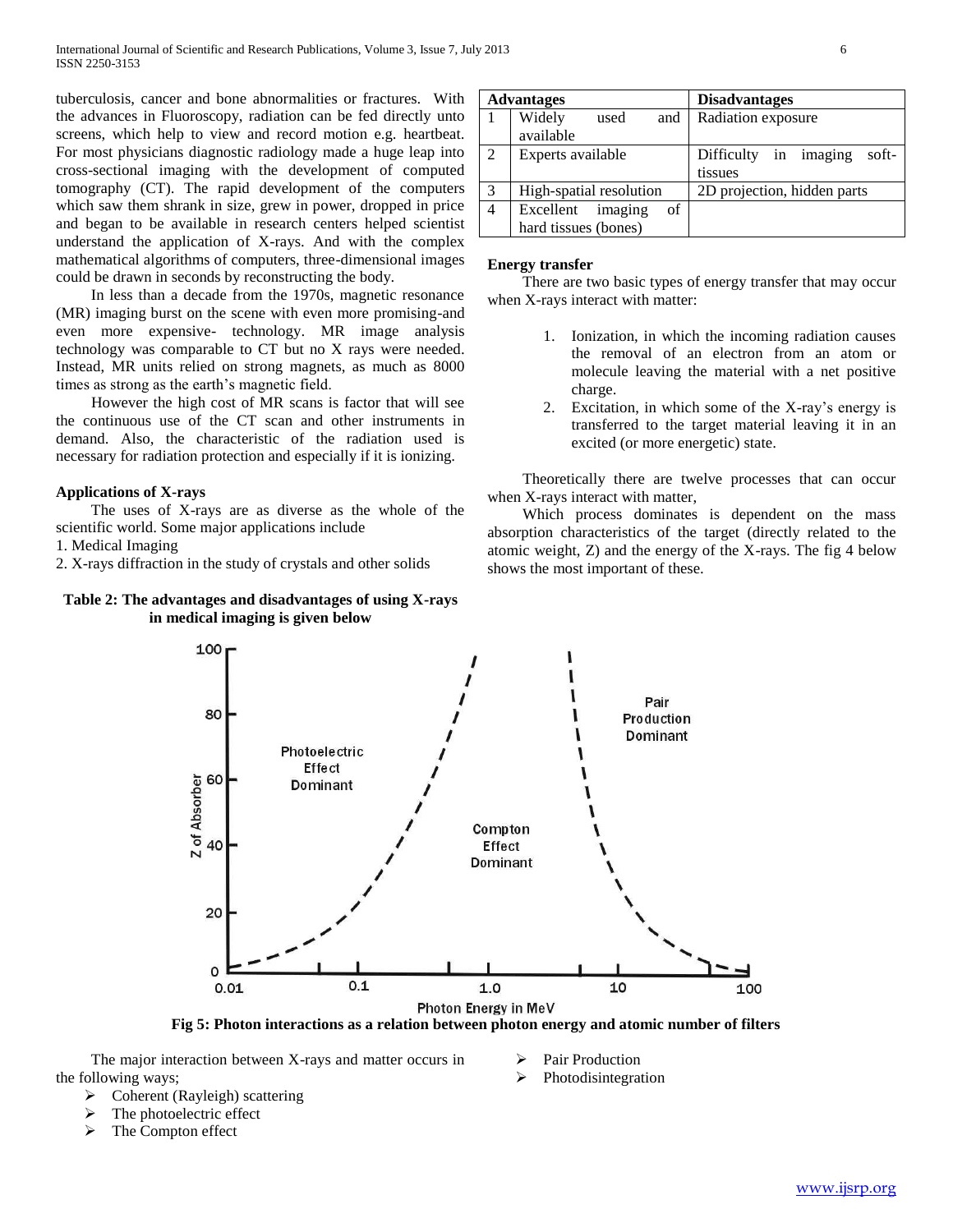tuberculosis, cancer and bone abnormalities or fractures. With the advances in Fluoroscopy, radiation can be fed directly unto screens, which help to view and record motion e.g. heartbeat. For most physicians diagnostic radiology made a huge leap into cross-sectional imaging with the development of computed tomography (CT). The rapid development of the computers which saw them shrank in size, grew in power, dropped in price and began to be available in research centers helped scientist understand the application of X-rays. And with the complex mathematical algorithms of computers, three-dimensional images could be drawn in seconds by reconstructing the body.

In less than a decade from the 1970s, magnetic resonance (MR) imaging burst on the scene with even more promising-and even more expensive- technology. MR image analysis technology was comparable to CT but no X rays were needed. Instead, MR units relied on strong magnets, as much as 8000 times as strong as the earth's magnetic field.

However the high cost of MR scans is factor that will see the continuous use of the CT scan and other instruments in demand. Also, the characteristic of the radiation used is necessary for radiation protection and especially if it is ionizing.

**Applications of X-rays**

The uses of X-rays are as diverse as the whole of the scientific world. Some major applications include

1. Medical Imaging
2. X-rays diffraction in the study of crystals and other solids

**Table 2: The advantages and disadvantages of using X-rays in medical imaging is given below**

| | Advantages | Disadvantages |
|---|---|---|
| 1 | Widely used and available | Radiation exposure |
| 2 | Experts available | Difficulty in imaging soft-tissues |
| 3 | High-spatial resolution | 2D projection, hidden parts |
| 4 | Excellent imaging of hard tissues (bones) | |

**Energy transfer**

There are two basic types of energy transfer that may occur when X-rays interact with matter:

1. Ionization, in which the incoming radiation causes the removal of an electron from an atom or molecule leaving the material with a net positive charge.
2. Excitation, in which some of the X-ray's energy is transferred to the target material leaving it in an excited (or more energetic) state.

Theoretically there are twelve processes that can occur when X-rays interact with matter,

Which process dominates is dependent on the mass absorption characteristics of the target (directly related to the atomic weight, Z) and the energy of the X-rays. The fig 4 below shows the most important of these.

Fig 5: Photon interactions as a relation between photon energy and atomic number of filters

The major interaction between X-rays and matter occurs in the following ways;

- Coherent (Rayleigh) scattering
- The photoelectric effect
- The Compton effect
- Pair Production
- Photodisintegration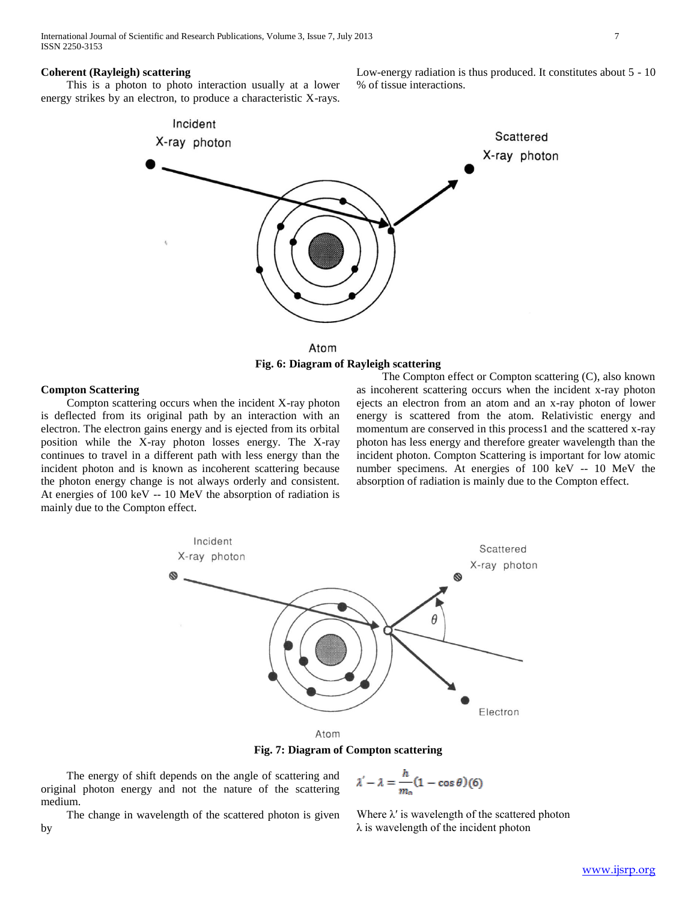### Coherent (Rayleigh) scattering

This is a photon to photo interaction usually at a lower energy strikes by an electron, to produce a characteristic X-rays. Low-energy radiation is thus produced. It constitutes about 5 - 10 % of tissue interactions.

**Fig. 6: Diagram of Rayleigh scattering**

### Compton Scattering

Compton scattering occurs when the incident X-ray photon is deflected from its original path by an interaction with an electron. The electron gains energy and is ejected from its orbital position while the X-ray photon losses energy. The X-ray continues to travel in a different path with less energy than the incident photon and is known as incoherent scattering because the photon energy change is not always orderly and consistent. At energies of 100 keV -- 10 MeV the absorption of radiation is mainly due to the Compton effect.

The Compton effect or Compton scattering (C), also known as incoherent scattering occurs when the incident x-ray photon ejects an electron from an atom and an x-ray photon of lower energy is scattered from the atom. Relativistic energy and momentum are conserved in this process1 and the scattered x-ray photon has less energy and therefore greater wavelength than the incident photon. Compton Scattering is important for low atomic number specimens. At energies of 100 keV -- 10 MeV the absorption of radiation is mainly due to the Compton effect.

**Fig. 7: Diagram of Compton scattering**

The energy of shift depends on the angle of scattering and original photon energy and not the nature of the scattering medium.

The change in wavelength of the scattered photon is given by

$$\lambda' - \lambda = \frac{h}{m_n}(1 - \cos\theta) \quad (6)$$

Where λ′ is wavelength of the scattered photon
λ is wavelength of the incident photon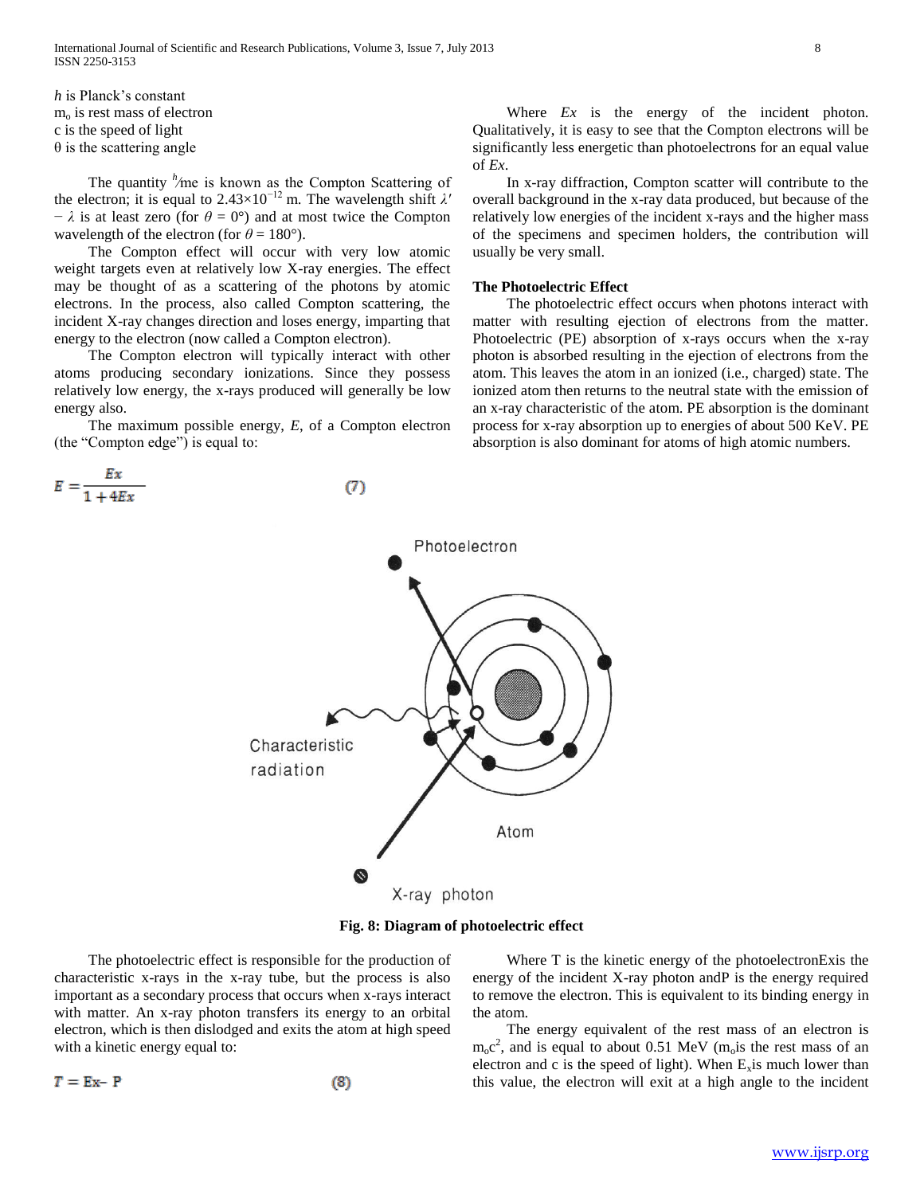$h$ is Planck's constant
$m_o$ is rest mass of electron
c is the speed of light
θ is the scattering angle

The quantity $^{h}\!/\!me$ is known as the Compton Scattering of the electron; it is equal to $2.43\times10^{-12}$ m. The wavelength shift $\lambda' - \lambda$ is at least zero (for $\theta = 0°$) and at most twice the Compton wavelength of the electron (for $\theta = 180°$).

The Compton effect will occur with very low atomic weight targets even at relatively low X-ray energies. The effect may be thought of as a scattering of the photons by atomic electrons. In the process, also called Compton scattering, the incident X-ray changes direction and loses energy, imparting that energy to the electron (now called a Compton electron).

The Compton electron will typically interact with other atoms producing secondary ionizations. Since they possess relatively low energy, the x-rays produced will generally be low energy also.

The maximum possible energy, $E$, of a Compton electron (the "Compton edge") is equal to:

$$E = \frac{Ex}{1 + 4Ex} \quad (7)$$

Where $Ex$ is the energy of the incident photon. Qualitatively, it is easy to see that the Compton electrons will be significantly less energetic than photoelectrons for an equal value of $Ex$.

In x-ray diffraction, Compton scatter will contribute to the overall background in the x-ray data produced, but because of the relatively low energies of the incident x-rays and the higher mass of the specimens and specimen holders, the contribution will usually be very small.

### The Photoelectric Effect

The photoelectric effect occurs when photons interact with matter with resulting ejection of electrons from the matter. Photoelectric (PE) absorption of x-rays occurs when the x-ray photon is absorbed resulting in the ejection of electrons from the atom. This leaves the atom in an ionized (i.e., charged) state. The ionized atom then returns to the neutral state with the emission of an x-ray characteristic of the atom. PE absorption is the dominant process for x-ray absorption up to energies of about 500 KeV. PE absorption is also dominant for atoms of high atomic numbers.

**Fig. 8: Diagram of photoelectric effect**

The photoelectric effect is responsible for the production of characteristic x-rays in the x-ray tube, but the process is also important as a secondary process that occurs when x-rays interact with matter. An x-ray photon transfers its energy to an orbital electron, which is then dislodged and exits the atom at high speed with a kinetic energy equal to:

$$T = Ex - P \quad (8)$$

Where T is the kinetic energy of the photoelectronExis the energy of the incident X-ray photon andP is the energy required to remove the electron. This is equivalent to its binding energy in the atom.

The energy equivalent of the rest mass of an electron is $m_oc^2$, and is equal to about 0.51 MeV ($m_o$is the rest mass of an electron and c is the speed of light). When $E_x$is much lower than this value, the electron will exit at a high angle to the incident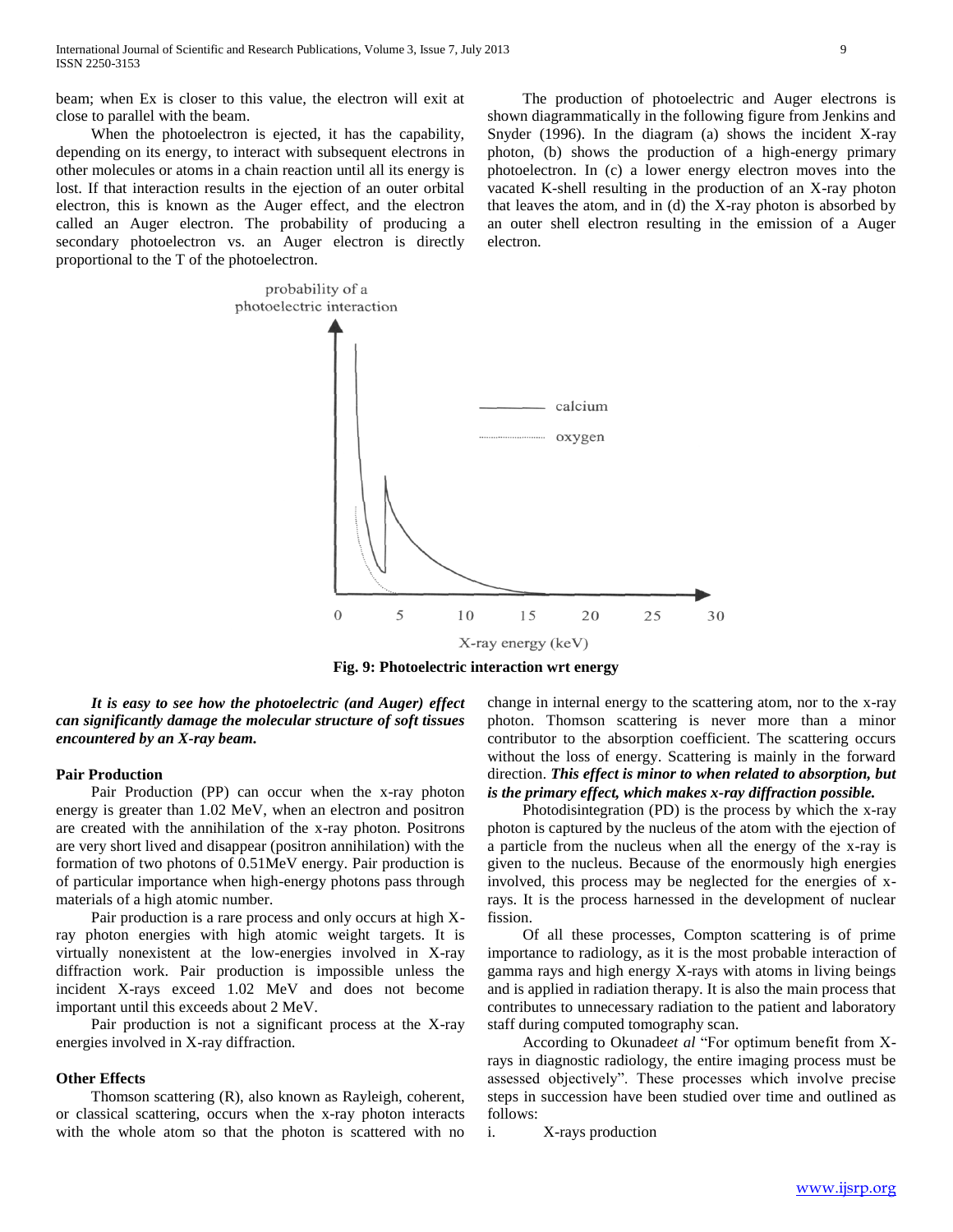beam; when Ex is closer to this value, the electron will exit at close to parallel with the beam.

When the photoelectron is ejected, it has the capability, depending on its energy, to interact with subsequent electrons in other molecules or atoms in a chain reaction until all its energy is lost. If that interaction results in the ejection of an outer orbital electron, this is known as the Auger effect, and the electron called an Auger electron. The probability of producing a secondary photoelectron vs. an Auger electron is directly proportional to the T of the photoelectron.

The production of photoelectric and Auger electrons is shown diagrammatically in the following figure from Jenkins and Snyder (1996). In the diagram (a) shows the incident X-ray photon, (b) shows the production of a high-energy primary photoelectron. In (c) a lower energy electron moves into the vacated K-shell resulting in the production of an X-ray photon that leaves the atom, and in (d) the X-ray photon is absorbed by an outer shell electron resulting in the emission of a Auger electron.

**Fig. 9: Photoelectric interaction wrt energy**

***It is easy to see how the photoelectric (and Auger) effect can significantly damage the molecular structure of soft tissues encountered by an X-ray beam.***

**Pair Production**

Pair Production (PP) can occur when the x-ray photon energy is greater than 1.02 MeV, when an electron and positron are created with the annihilation of the x-ray photon. Positrons are very short lived and disappear (positron annihilation) with the formation of two photons of 0.51MeV energy. Pair production is of particular importance when high-energy photons pass through materials of a high atomic number.

Pair production is a rare process and only occurs at high X-ray photon energies with high atomic weight targets. It is virtually nonexistent at the low-energies involved in X-ray diffraction work. Pair production is impossible unless the incident X-rays exceed 1.02 MeV and does not become important until this exceeds about 2 MeV.

Pair production is not a significant process at the X-ray energies involved in X-ray diffraction.

**Other Effects**

Thomson scattering (R), also known as Rayleigh, coherent, or classical scattering, occurs when the x-ray photon interacts with the whole atom so that the photon is scattered with no change in internal energy to the scattering atom, nor to the x-ray photon. Thomson scattering is never more than a minor contributor to the absorption coefficient. The scattering occurs without the loss of energy. Scattering is mainly in the forward direction. ***This effect is minor to when related to absorption, but is the primary effect, which makes x-ray diffraction possible.***

Photodisintegration (PD) is the process by which the x-ray photon is captured by the nucleus of the atom with the ejection of a particle from the nucleus when all the energy of the x-ray is given to the nucleus. Because of the enormously high energies involved, this process may be neglected for the energies of x-rays. It is the process harnessed in the development of nuclear fission.

Of all these processes, Compton scattering is of prime importance to radiology, as it is the most probable interaction of gamma rays and high energy X-rays with atoms in living beings and is applied in radiation therapy. It is also the main process that contributes to unnecessary radiation to the patient and laboratory staff during computed tomography scan.

According to Okunade*et al* "For optimum benefit from X-rays in diagnostic radiology, the entire imaging process must be assessed objectively". These processes which involve precise steps in succession have been studied over time and outlined as follows:

i. X-rays production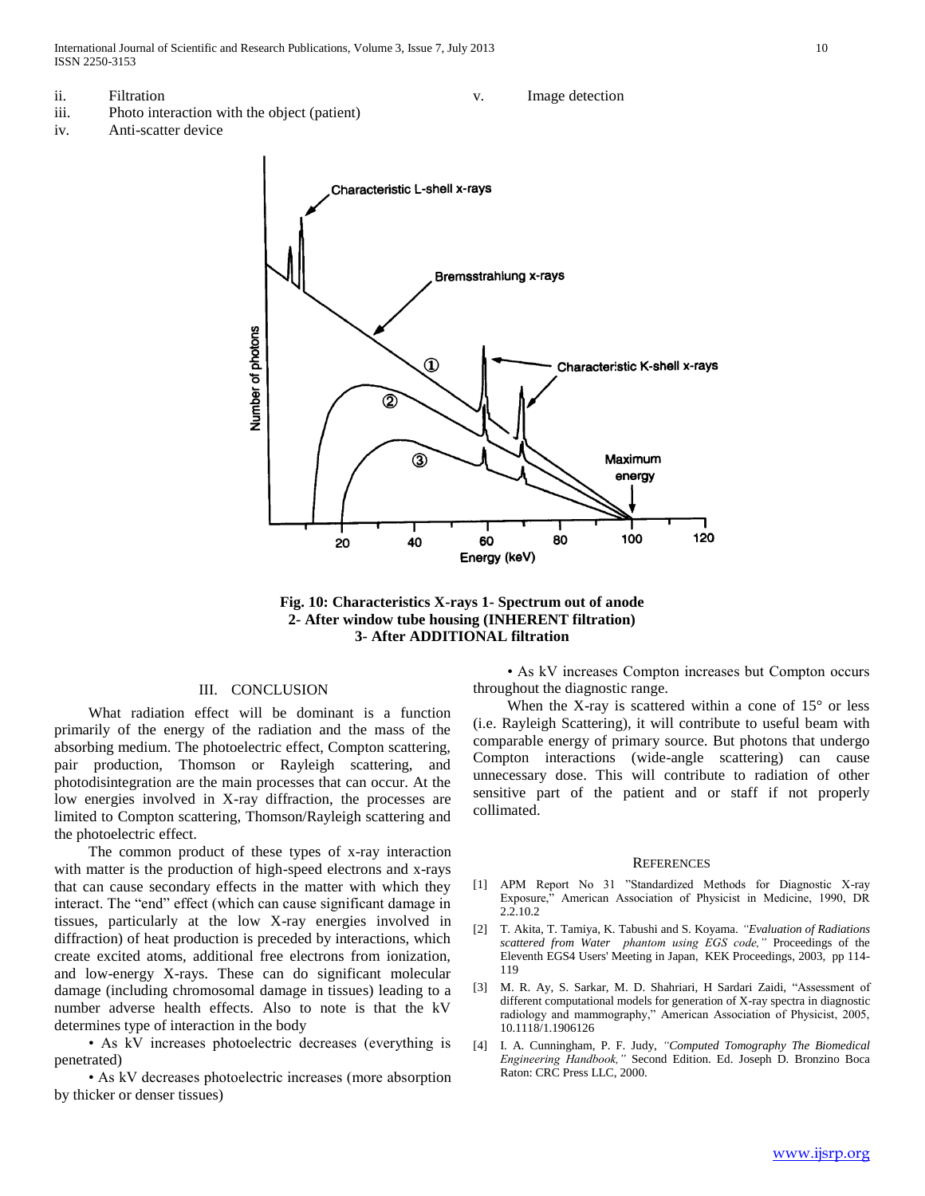ii. Filtration
iii. Photo interaction with the object (patient)
iv. Anti-scatter device
v. Image detection

**Fig. 10: Characteristics X-rays 1- Spectrum out of anode**
**2- After window tube housing (INHERENT filtration)**
**3- After ADDITIONAL filtration**

## III. CONCLUSION

What radiation effect will be dominant is a function primarily of the energy of the radiation and the mass of the absorbing medium. The photoelectric effect, Compton scattering, pair production, Thomson or Rayleigh scattering, and photodisintegration are the main processes that can occur. At the low energies involved in X-ray diffraction, the processes are limited to Compton scattering, Thomson/Rayleigh scattering and the photoelectric effect.

The common product of these types of x-ray interaction with matter is the production of high-speed electrons and x-rays that can cause secondary effects in the matter with which they interact. The "end" effect (which can cause significant damage in tissues, particularly at the low X-ray energies involved in diffraction) of heat production is preceded by interactions, which create excited atoms, additional free electrons from ionization, and low-energy X-rays. These can do significant molecular damage (including chromosomal damage in tissues) leading to a number adverse health effects. Also to note is that the kV determines type of interaction in the body

• As kV increases photoelectric decreases (everything is penetrated)

• As kV decreases photoelectric increases (more absorption by thicker or denser tissues)

• As kV increases Compton increases but Compton occurs throughout the diagnostic range.

When the X-ray is scattered within a cone of 15° or less (i.e. Rayleigh Scattering), it will contribute to useful beam with comparable energy of primary source. But photons that undergo Compton interactions (wide-angle scattering) can cause unnecessary dose. This will contribute to radiation of other sensitive part of the patient and or staff if not properly collimated.

## REFERENCES

[1] APM Report No 31 "Standardized Methods for Diagnostic X-ray Exposure," American Association of Physicist in Medicine, 1990, DR 2.2.10.2

[2] T. Akita, T. Tamiya, K. Tabushi and S. Koyama. *"Evaluation of Radiations scattered from Water phantom using EGS code,"* Proceedings of the Eleventh EGS4 Users' Meeting in Japan, KEK Proceedings, 2003, pp 114-119

[3] M. R. Ay, S. Sarkar, M. D. Shahriari, H Sardari Zaidi, "Assessment of different computational models for generation of X-ray spectra in diagnostic radiology and mammography," American Association of Physicist, 2005, 10.1118/1.1906126

[4] I. A. Cunningham, P. F. Judy, *"Computed Tomography The Biomedical Engineering Handbook,"* Second Edition. Ed. Joseph D. Bronzino Boca Raton: CRC Press LLC, 2000.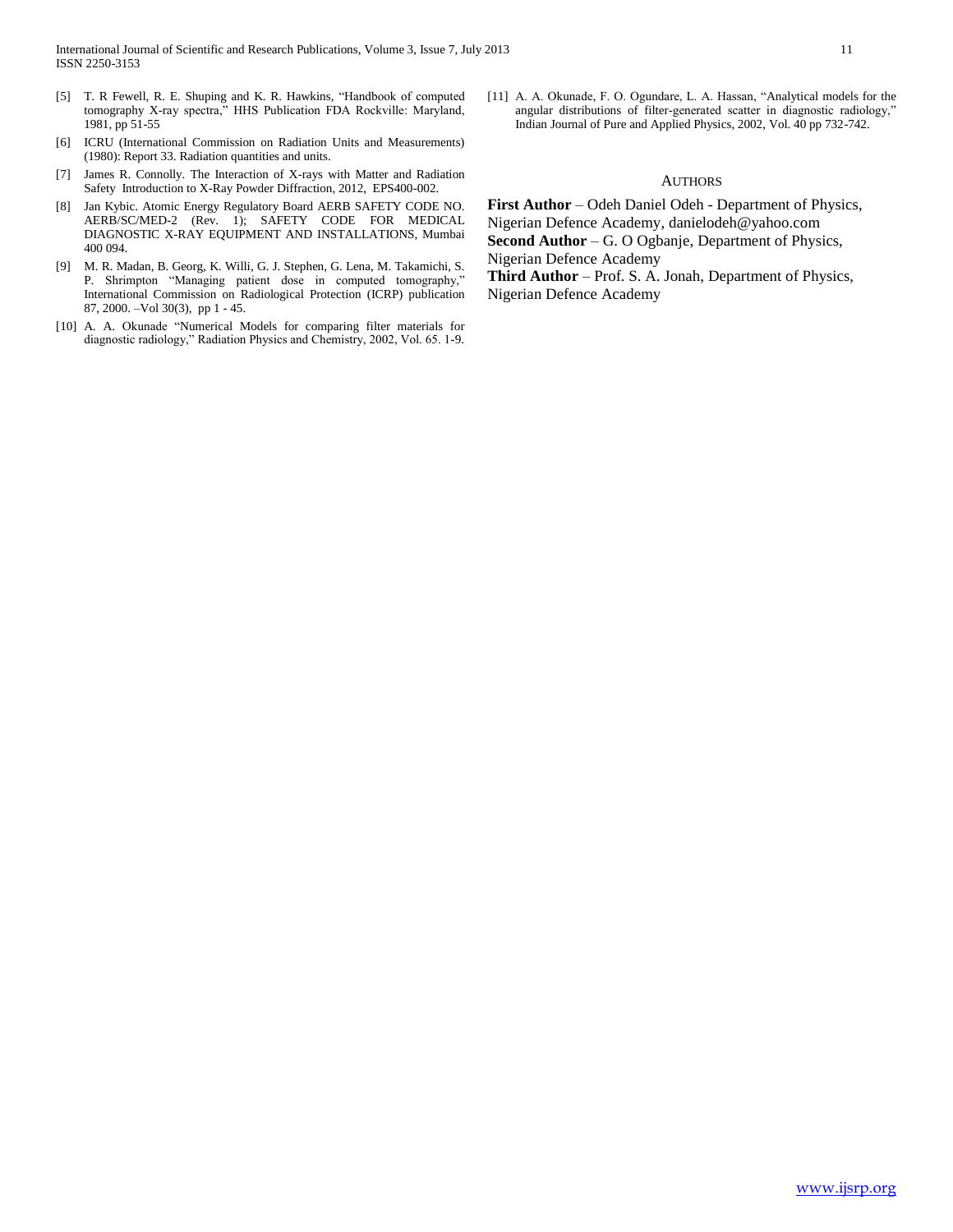[5] T. R Fewell, R. E. Shuping and K. R. Hawkins, "Handbook of computed tomography X-ray spectra," HHS Publication FDA Rockville: Maryland, 1981, pp 51-55

[6] ICRU (International Commission on Radiation Units and Measurements) (1980): Report 33. Radiation quantities and units.

[7] James R. Connolly. The Interaction of X-rays with Matter and Radiation Safety Introduction to X-Ray Powder Diffraction, 2012, EPS400-002.

[8] Jan Kybic. Atomic Energy Regulatory Board AERB SAFETY CODE NO. AERB/SC/MED-2 (Rev. 1); SAFETY CODE FOR MEDICAL DIAGNOSTIC X-RAY EQUIPMENT AND INSTALLATIONS, Mumbai 400 094.

[9] M. R. Madan, B. Georg, K. Willi, G. J. Stephen, G. Lena, M. Takamichi, S. P. Shrimpton "Managing patient dose in computed tomography," International Commission on Radiological Protection (ICRP) publication 87, 2000. –Vol 30(3), pp 1 - 45.

[10] A. A. Okunade "Numerical Models for comparing filter materials for diagnostic radiology," Radiation Physics and Chemistry, 2002, Vol. 65. 1-9.

[11] A. A. Okunade, F. O. Ogundare, L. A. Hassan, "Analytical models for the angular distributions of filter-generated scatter in diagnostic radiology," Indian Journal of Pure and Applied Physics, 2002, Vol. 40 pp 732-742.

## Authors

**First Author** – Odeh Daniel Odeh - Department of Physics, Nigerian Defence Academy, danielodeh@yahoo.com

**Second Author** – G. O Ogbanje, Department of Physics, Nigerian Defence Academy

**Third Author** – Prof. S. A. Jonah, Department of Physics, Nigerian Defence Academy